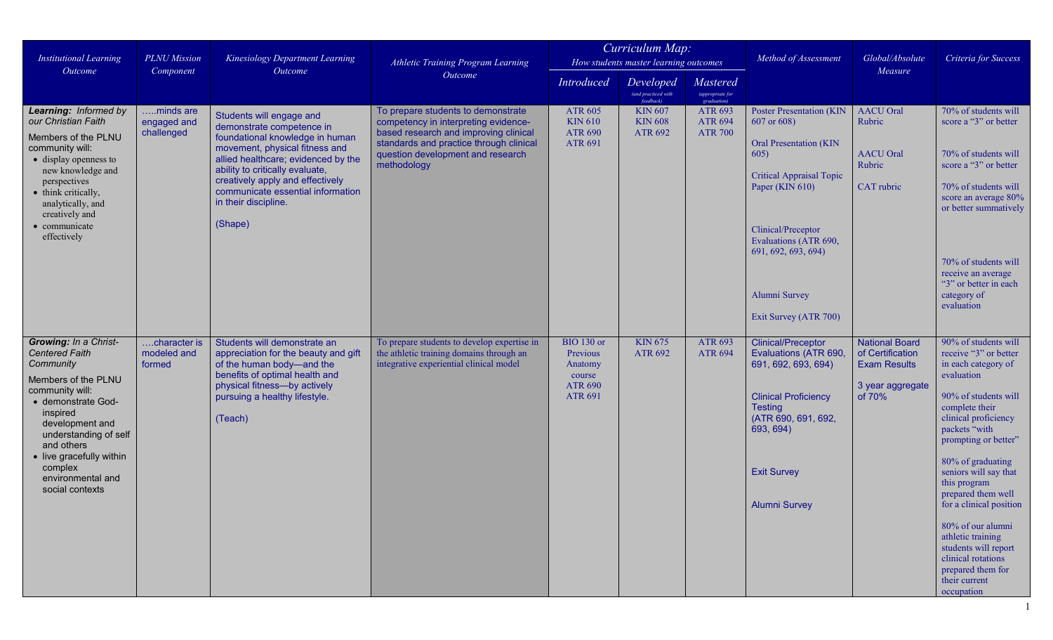| *Institutional Learning Outcome* | *PLNU Mission Component* | *Kinesiology Department Learning Outcome* | *Athletic Training Program Learning Outcome* | *Curriculum Map: How students master learning outcomes* | | | *Method of Assessment* | *Global/Absolute Measure* | *Criteria for Success* |
|---|---|---|---|---|---|---|---|---|---|
| | | | | *Introduced* | *Developed* (and practiced with feedback) | *Mastered* (appropriate for graduation) | | | |
| ***Learning:** Informed by our Christian Faith*<br><br>Members of the PLNU community will:<br>• display openness to new knowledge and perspectives<br>• think critically, analytically, and creatively and<br>• communicate effectively | …..minds are engaged and challenged | Students will engage and demonstrate competence in foundational knowledge in human movement, physical fitness and allied healthcare; evidenced by the ability to critically evaluate, creatively apply and effectively communicate essential information in their discipline.<br><br>(Shape) | To prepare students to demonstrate competency in interpreting evidence-based research and improving clinical standards and practice through clinical question development and research methodology | ATR 605<br>KIN 610<br>ATR 690<br>ATR 691 | KIN 607<br>KIN 608<br>ATR 692 | ATR 693<br>ATR 694<br>ATR 700 | Poster Presentation (KIN 607 or 608)<br><br>Oral Presentation (KIN 605)<br><br>Critical Appraisal Topic Paper (KIN 610)<br><br>Clinical/Preceptor Evaluations (ATR 690, 691, 692, 693, 694)<br><br>Alumni Survey<br><br>Exit Survey (ATR 700) | AACU Oral Rubric<br><br>AACU Oral Rubric<br><br>CAT rubric | 70% of students will score a "3" or better<br><br>70% of students will score a "3" or better<br><br>70% of students will score an average 80% or better summatively<br><br>70% of students will receive an average "3" or better in each category of evaluation |
| ***Growing:** In a Christ-Centered Faith Community*<br><br>Members of the PLNU community will:<br>• demonstrate God-inspired development and understanding of self and others<br>• live gracefully within complex environmental and social contexts | ….character is modeled and formed | Students will demonstrate an appreciation for the beauty and gift of the human body—and the benefits of optimal health and physical fitness—by actively pursuing a healthy lifestyle.<br><br>(Teach) | To prepare students to develop expertise in the athletic training domains through an integrative experiential clinical model | BIO 130 or Previous Anatomy course<br>ATR 690<br>ATR 691 | KIN 675<br>ATR 692 | ATR 693<br>ATR 694 | Clinical/Preceptor Evaluations (ATR 690, 691, 692, 693, 694)<br><br>Clinical Proficiency Testing<br>(ATR 690, 691, 692, 693, 694)<br><br>Exit Survey<br><br>Alumni Survey | National Board of Certification Exam Results<br><br>3 year aggregate of 70% | 90% of students will receive "3" or better in each category of evaluation<br><br>90% of students will complete their clinical proficiency packets "with prompting or better"<br><br>80% of graduating seniors will say that this program prepared them well for a clinical position<br><br>80% of our alumni athletic training students will report clinical rotations prepared them for their current occupation |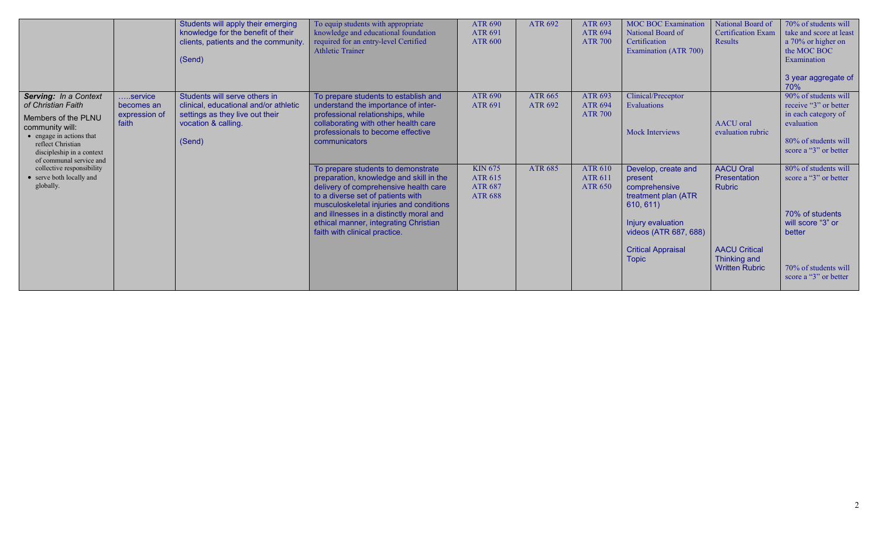| | | | | | | | | | |
|---|---|---|---|---|---|---|---|---|---|
| | | Students will apply their emerging knowledge for the benefit of their clients, patients and the community.<br><br>(Send) | To equip students with appropriate knowledge and educational foundation required for an entry-level Certified Athletic Trainer | ATR 690<br>ATR 691<br>ATR 600 | ATR 692 | ATR 693<br>ATR 694<br>ATR 700 | MOC BOC Examination National Board of Certification Examination (ATR 700) | National Board of Certification Exam Results | 70% of students will take and score at least a 70% or higher on the MOC BOC Examination<br><br>3 year aggregate of 70% |
| ***Serving:** In a Context of Christian Faith*<br><br>Members of the PLNU community will:<br>• engage in actions that reflect Christian discipleship in a context of communal service and collective responsibility<br>• serve both locally and globally. | …..service becomes an expression of faith | Students will serve others in clinical, educational and/or athletic settings as they live out their vocation & calling.<br><br>(Send) | To prepare students to establish and understand the importance of inter-professional relationships, while collaborating with other health care professionals to become effective communicators | ATR 690<br>ATR 691 | ATR 665<br>ATR 692 | ATR 693<br>ATR 694<br>ATR 700 | Clinical/Preceptor Evaluations<br><br>Mock Interviews | AACU oral evaluation rubric | 90% of students will receive "3" or better in each category of evaluation<br><br>80% of students will score a "3" or better |
| | | | To prepare students to demonstrate preparation, knowledge and skill in the delivery of comprehensive health care to a diverse set of patients with musculoskeletal injuries and conditions and illnesses in a distinctly moral and ethical manner, integrating Christian faith with clinical practice. | KIN 675<br>ATR 615<br>ATR 687<br>ATR 688 | ATR 685 | ATR 610<br>ATR 611<br>ATR 650 | Develop, create and present comprehensive treatment plan (ATR 610, 611)<br><br>Injury evaluation videos (ATR 687, 688)<br><br>Critical Appraisal Topic | AACU Oral Presentation Rubric<br><br>AACU Critical Thinking and Written Rubric | 80% of students will score a "3" or better<br><br>70% of students will score "3" or better<br><br>70% of students will score a "3" or better |